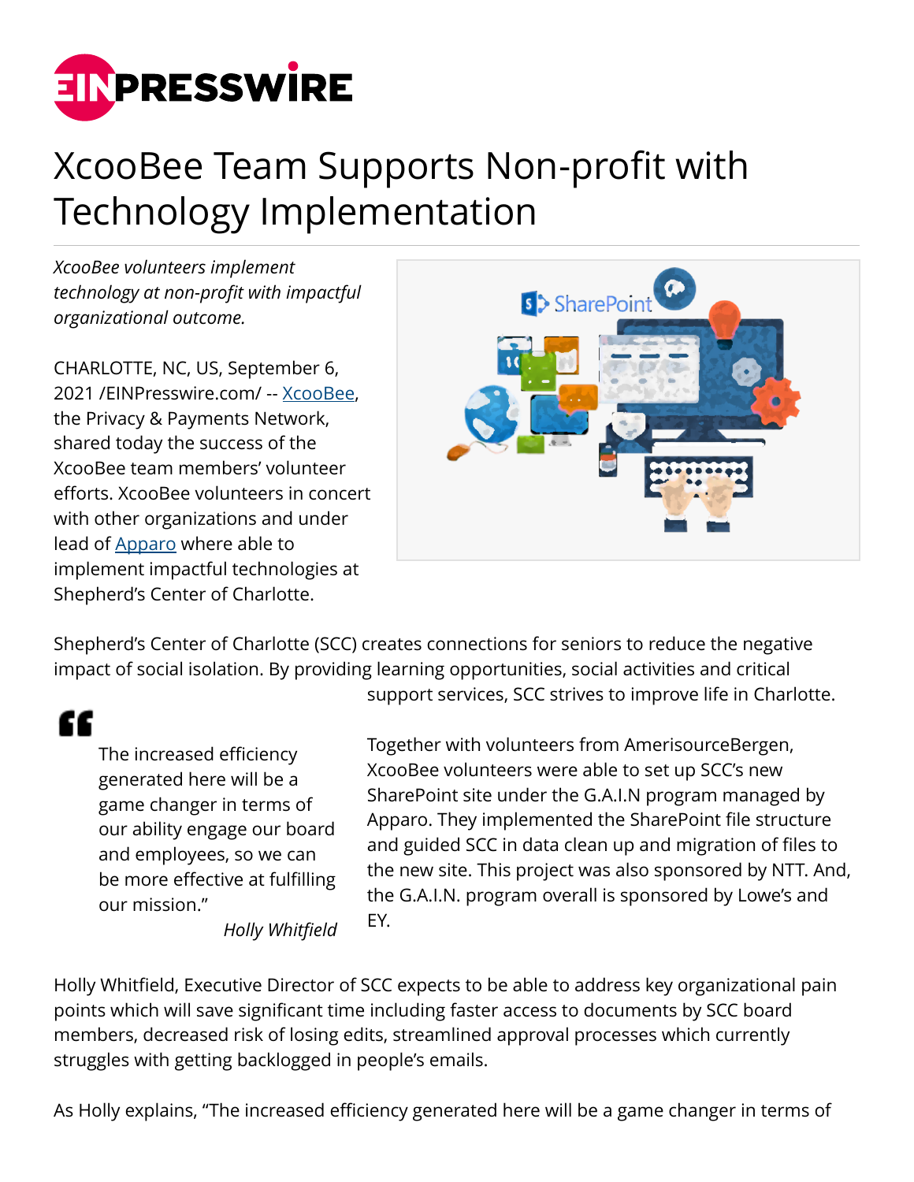# XcooBee Team Supports Non-profit with Technology Implementation

*XcooBee volunteers implement technology at non-profit with impactful organizational outcome.*

CHARLOTTE, NC, US, September 6, 2021 /EINPresswire.com/ -- [XcooBee](), the Privacy & Payments Network, shared today the success of the XcooBee team members' volunteer efforts. XcooBee volunteers in concert with other organizations and under lead of [Apparo]() where able to implement impactful technologies at Shepherd's Center of Charlotte.

Shepherd's Center of Charlotte (SCC) creates connections for seniors to reduce the negative impact of social isolation. By providing learning opportunities, social activities and critical support services, SCC strives to improve life in Charlotte.

> The increased efficiency generated here will be a game changer in terms of our ability engage our board and employees, so we can be more effective at fulfilling our mission."
>
> *Holly Whitfield*

Together with volunteers from AmerisourceBergen, XcooBee volunteers were able to set up SCC's new SharePoint site under the G.A.I.N program managed by Apparo. They implemented the SharePoint file structure and guided SCC in data clean up and migration of files to the new site. This project was also sponsored by NTT. And, the G.A.I.N. program overall is sponsored by Lowe's and EY.

Holly Whitfield, Executive Director of SCC expects to be able to address key organizational pain points which will save significant time including faster access to documents by SCC board members, decreased risk of losing edits, streamlined approval processes which currently struggles with getting backlogged in people's emails.

As Holly explains, "The increased efficiency generated here will be a game changer in terms of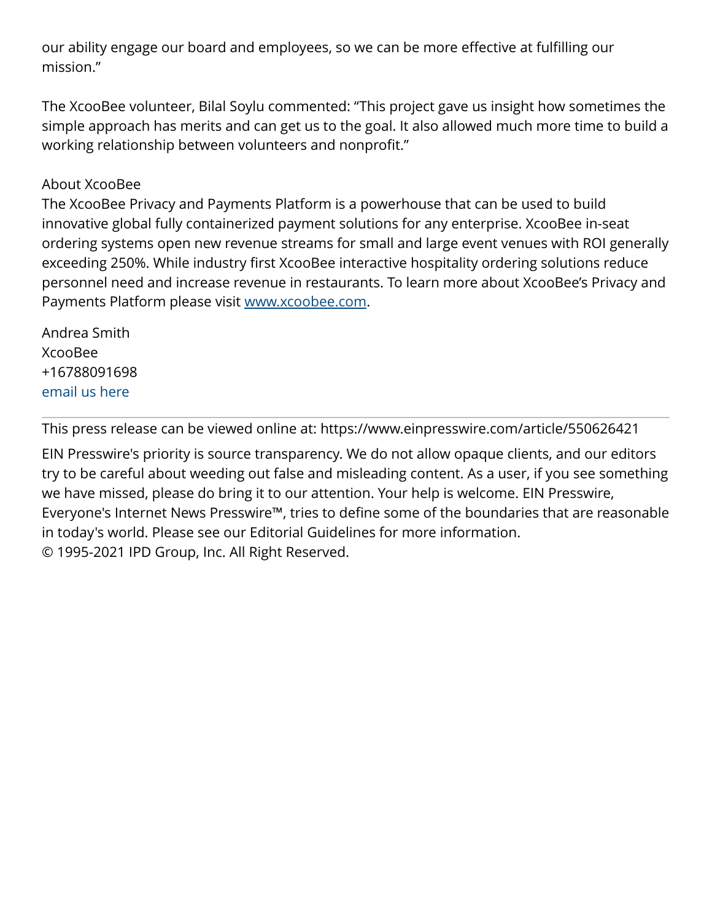our ability engage our board and employees, so we can be more effective at fulfilling our mission."

The XcooBee volunteer, Bilal Soylu commented: "This project gave us insight how sometimes the simple approach has merits and can get us to the goal. It also allowed much more time to build a working relationship between volunteers and nonprofit."

About XcooBee
The XcooBee Privacy and Payments Platform is a powerhouse that can be used to build innovative global fully containerized payment solutions for any enterprise. XcooBee in-seat ordering systems open new revenue streams for small and large event venues with ROI generally exceeding 250%. While industry first XcooBee interactive hospitality ordering solutions reduce personnel need and increase revenue in restaurants. To learn more about XcooBee's Privacy and Payments Platform please visit [www.xcoobee.com](http://www.xcoobee.com).

Andrea Smith
XcooBee
+16788091698
email us here

---

This press release can be viewed online at: https://www.einpresswire.com/article/550626421

EIN Presswire's priority is source transparency. We do not allow opaque clients, and our editors try to be careful about weeding out false and misleading content. As a user, if you see something we have missed, please do bring it to our attention. Your help is welcome. EIN Presswire, Everyone's Internet News Presswire™, tries to define some of the boundaries that are reasonable in today's world. Please see our Editorial Guidelines for more information.
© 1995-2021 IPD Group, Inc. All Right Reserved.